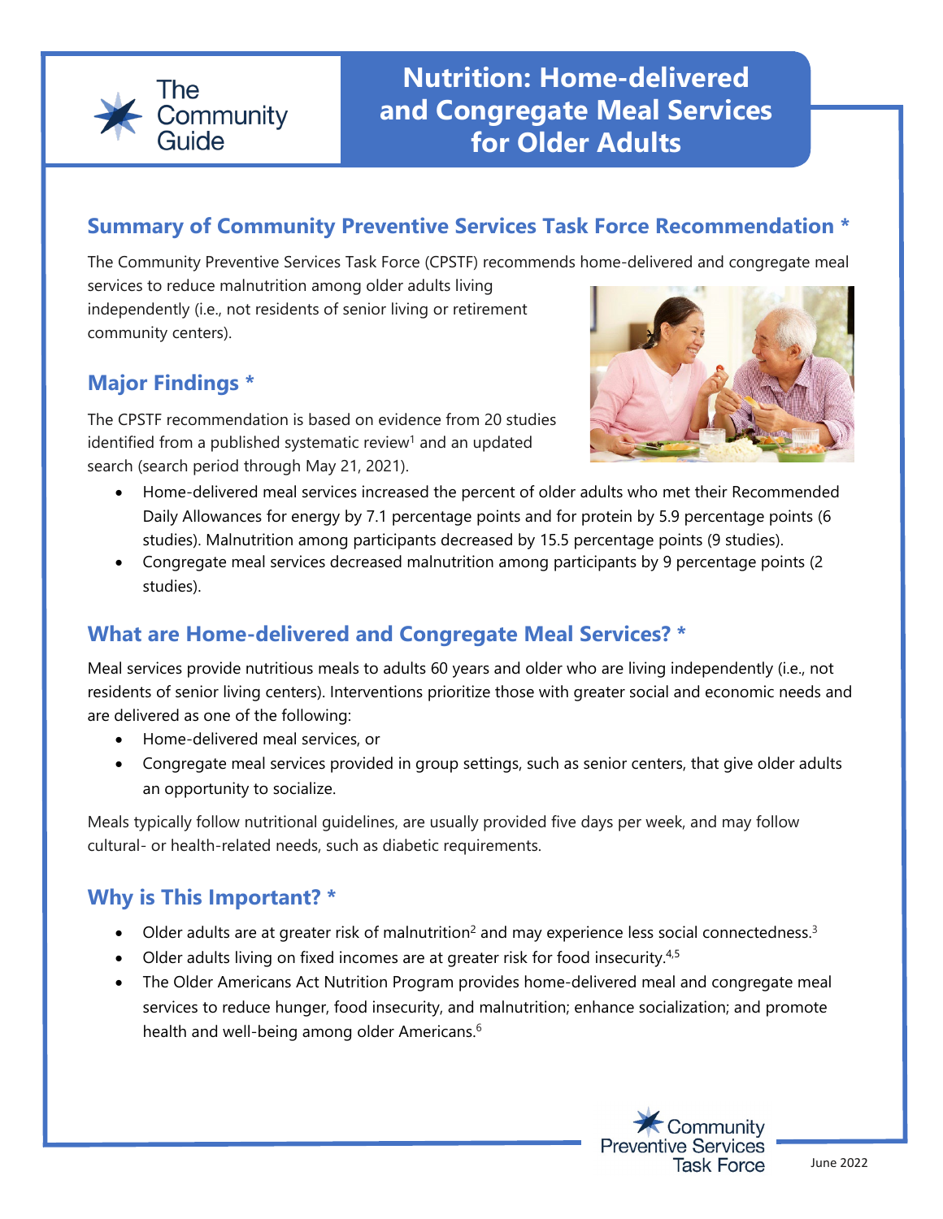The Community Guide

# Nutrition: Home-delivered and Congregate Meal Services for Older Adults

## Summary of Community Preventive Services Task Force Recommendation *

The Community Preventive Services Task Force (CPSTF) recommends home-delivered and congregate meal services to reduce malnutrition among older adults living independently (i.e., not residents of senior living or retirement community centers).

## Major Findings *

The CPSTF recommendation is based on evidence from 20 studies identified from a published systematic review[1] and an updated search (search period through May 21, 2021).

- Home-delivered meal services increased the percent of older adults who met their Recommended Daily Allowances for energy by 7.1 percentage points and for protein by 5.9 percentage points (6 studies). Malnutrition among participants decreased by 15.5 percentage points (9 studies).
- Congregate meal services decreased malnutrition among participants by 9 percentage points (2 studies).

## What are Home-delivered and Congregate Meal Services? *

Meal services provide nutritious meals to adults 60 years and older who are living independently (i.e., not residents of senior living centers). Interventions prioritize those with greater social and economic needs and are delivered as one of the following:

- Home-delivered meal services, or
- Congregate meal services provided in group settings, such as senior centers, that give older adults an opportunity to socialize.

Meals typically follow nutritional guidelines, are usually provided five days per week, and may follow cultural- or health-related needs, such as diabetic requirements.

## Why is This Important? *

- Older adults are at greater risk of malnutrition[2] and may experience less social connectedness.[3]
- Older adults living on fixed incomes are at greater risk for food insecurity.[4,5]
- The Older Americans Act Nutrition Program provides home-delivered meal and congregate meal services to reduce hunger, food insecurity, and malnutrition; enhance socialization; and promote health and well-being among older Americans.[6]

Community Preventive Services Task Force

June 2022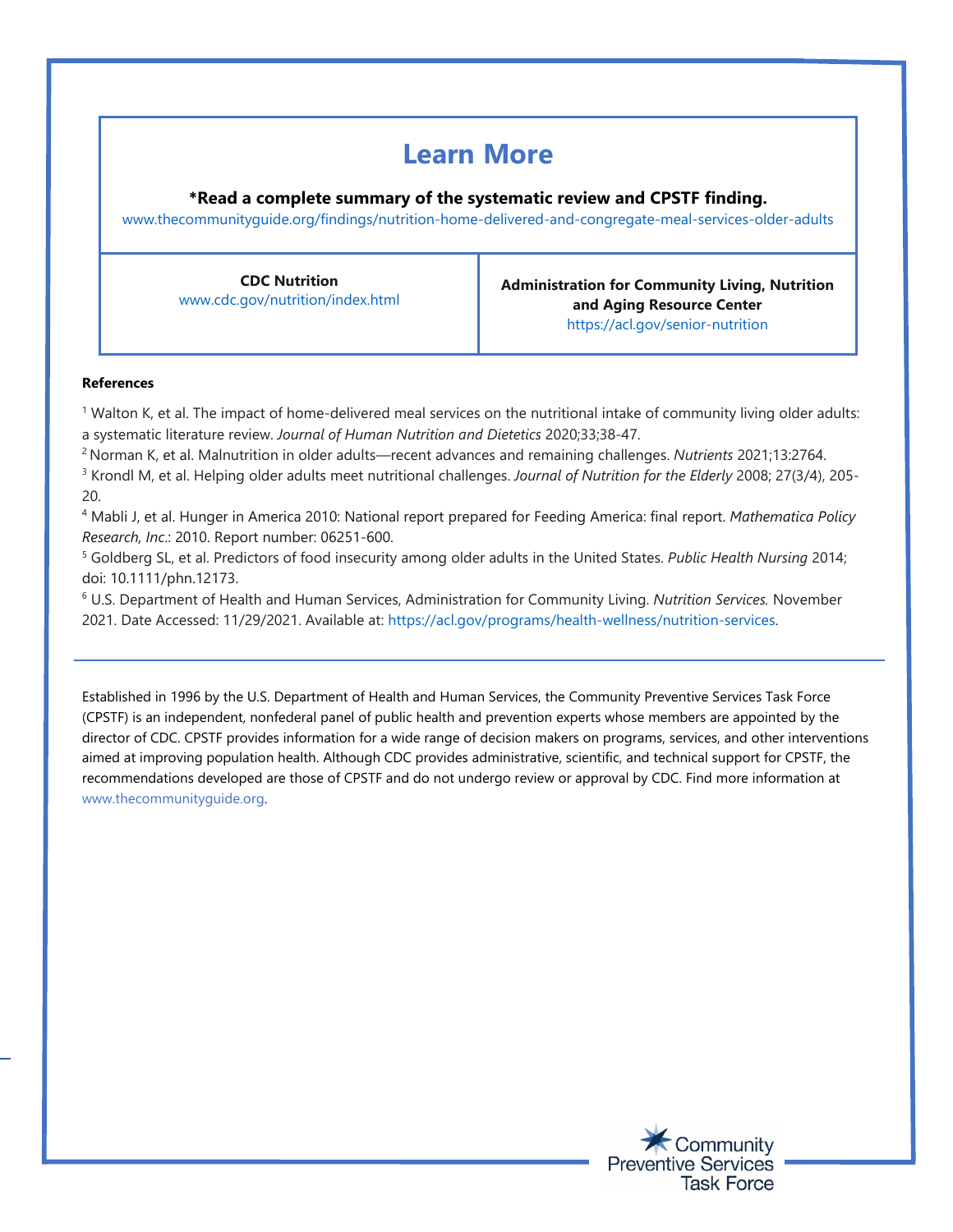# Learn More

**\*Read a complete summary of the systematic review and CPSTF finding.**

www.thecommunityguide.org/findings/nutrition-home-delivered-and-congregate-meal-services-older-adults

**CDC Nutrition**
www.cdc.gov/nutrition/index.html

**Administration for Community Living, Nutrition and Aging Resource Center**
https://acl.gov/senior-nutrition

**References**

[1] Walton K, et al. The impact of home-delivered meal services on the nutritional intake of community living older adults: a systematic literature review. *Journal of Human Nutrition and Dietetics* 2020;33;38-47.

[2] Norman K, et al. Malnutrition in older adults—recent advances and remaining challenges. *Nutrients* 2021;13:2764.

[3] Krondl M, et al. Helping older adults meet nutritional challenges. *Journal of Nutrition for the Elderly* 2008; 27(3/4), 205-20.

[4] Mabli J, et al. Hunger in America 2010: National report prepared for Feeding America: final report. *Mathematica Policy Research, Inc.*: 2010. Report number: 06251-600.

[5] Goldberg SL, et al. Predictors of food insecurity among older adults in the United States. *Public Health Nursing* 2014; doi: 10.1111/phn.12173.

[6] U.S. Department of Health and Human Services, Administration for Community Living. *Nutrition Services.* November 2021. Date Accessed: 11/29/2021. Available at: https://acl.gov/programs/health-wellness/nutrition-services.

---

Established in 1996 by the U.S. Department of Health and Human Services, the Community Preventive Services Task Force (CPSTF) is an independent, nonfederal panel of public health and prevention experts whose members are appointed by the director of CDC. CPSTF provides information for a wide range of decision makers on programs, services, and other interventions aimed at improving population health. Although CDC provides administrative, scientific, and technical support for CPSTF, the recommendations developed are those of CPSTF and do not undergo review or approval by CDC. Find more information at www.thecommunityguide.org.

Community Preventive Services Task Force